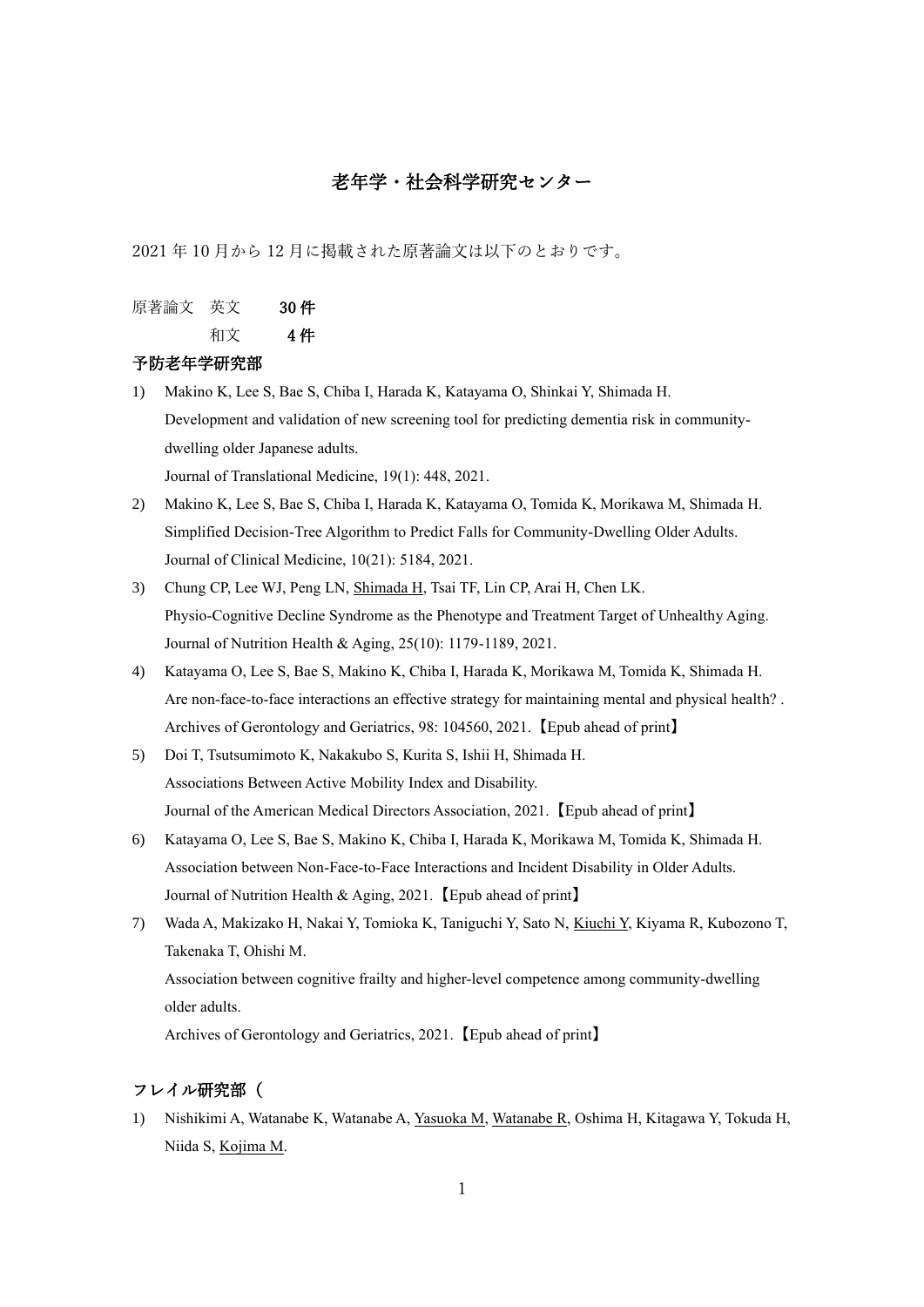# 老年学・社会科学研究センター

2021 年 10 月から 12 月に掲載された原著論文は以下のとおりです。

原著論文　英文　　**30 件**

　　　　　和文　　**4 件**

## 予防老年学研究部

1) Makino K, Lee S, Bae S, Chiba I, Harada K, Katayama O, Shinkai Y, Shimada H.
   Development and validation of new screening tool for predicting dementia risk in community-dwelling older Japanese adults.
   Journal of Translational Medicine, 19(1): 448, 2021.
2) Makino K, Lee S, Bae S, Chiba I, Harada K, Katayama O, Tomida K, Morikawa M, Shimada H.
   Simplified Decision-Tree Algorithm to Predict Falls for Community-Dwelling Older Adults.
   Journal of Clinical Medicine, 10(21): 5184, 2021.
3) Chung CP, Lee WJ, Peng LN, <u>Shimada H</u>, Tsai TF, Lin CP, Arai H, Chen LK.
   Physio-Cognitive Decline Syndrome as the Phenotype and Treatment Target of Unhealthy Aging.
   Journal of Nutrition Health & Aging, 25(10): 1179-1189, 2021.
4) Katayama O, Lee S, Bae S, Makino K, Chiba I, Harada K, Morikawa M, Tomida K, Shimada H.
   Are non-face-to-face interactions an effective strategy for maintaining mental and physical health? .
   Archives of Gerontology and Geriatrics, 98: 104560, 2021.【Epub ahead of print】
5) Doi T, Tsutsumimoto K, Nakakubo S, Kurita S, Ishii H, Shimada H.
   Associations Between Active Mobility Index and Disability.
   Journal of the American Medical Directors Association, 2021.【Epub ahead of print】
6) Katayama O, Lee S, Bae S, Makino K, Chiba I, Harada K, Morikawa M, Tomida K, Shimada H.
   Association between Non-Face-to-Face Interactions and Incident Disability in Older Adults.
   Journal of Nutrition Health & Aging, 2021.【Epub ahead of print】
7) Wada A, Makizako H, Nakai Y, Tomioka K, Taniguchi Y, Sato N, <u>Kiuchi Y</u>, Kiyama R, Kubozono T, Takenaka T, Ohishi M.
   Association between cognitive frailty and higher-level competence among community-dwelling older adults.
   Archives of Gerontology and Geriatrics, 2021.【Epub ahead of print】

## フレイル研究部（

1) Nishikimi A, Watanabe K, Watanabe A, <u>Yasuoka M</u>, <u>Watanabe R</u>, Oshima H, Kitagawa Y, Tokuda H, Niida S, <u>Kojima M</u>.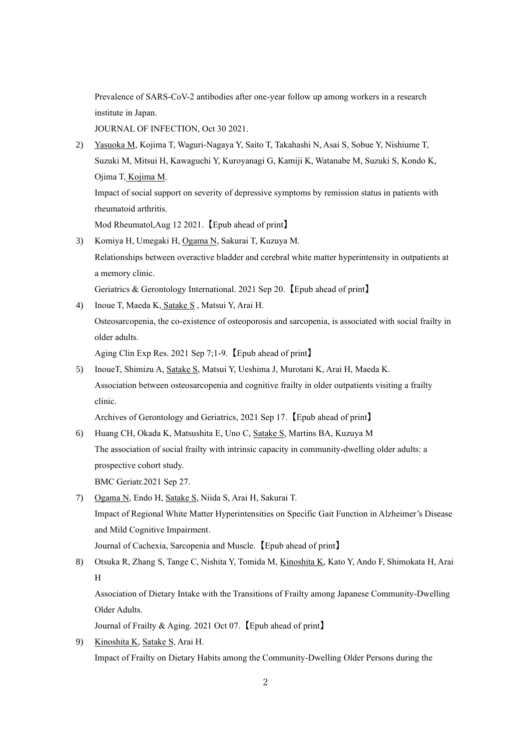Prevalence of SARS-CoV-2 antibodies after one-year follow up among workers in a research institute in Japan.

JOURNAL OF INFECTION, Oct 30 2021.

2) Yasuoka M, Kojima T, Waguri-Nagaya Y, Saito T, Takahashi N, Asai S, Sobue Y, Nishiume T, Suzuki M, Mitsui H, Kawaguchi Y, Kuroyanagi G, Kamiji K, Watanabe M, Suzuki S, Kondo K, Ojima T, Kojima M.

   Impact of social support on severity of depressive symptoms by remission status in patients with rheumatoid arthritis.

   Mod Rheumatol,Aug 12 2021.【Epub ahead of print】

3) Komiya H, Umegaki H, Ogama N, Sakurai T, Kuzuya M.

   Relationships between overactive bladder and cerebral white matter hyperintensity in outpatients at a memory clinic.

   Geriatrics & Gerontology International. 2021 Sep 20.【Epub ahead of print】

4) Inoue T, Maeda K, Satake S , Matsui Y, Arai H.

   Osteosarcopenia, the co-existence of osteoporosis and sarcopenia, is associated with social frailty in older adults.

   Aging Clin Exp Res. 2021 Sep 7;1-9.【Epub ahead of print】

5) InoueT, Shimizu A, Satake S, Matsui Y, Ueshima J, Murotani K, Arai H, Maeda K.

   Association between osteosarcopenia and cognitive frailty in older outpatients visiting a frailty clinic.

   Archives of Gerontology and Geriatrics, 2021 Sep 17.【Epub ahead of print】

6) Huang CH, Okada K, Matsushita E, Uno C, Satake S, Martins BA, Kuzuya M

   The association of social frailty with intrinsic capacity in community-dwelling older adults: a prospective cohort study.

   BMC Geriatr.2021 Sep 27.

7) Ogama N, Endo H, Satake S, Niida S, Arai H, Sakurai T.

   Impact of Regional White Matter Hyperintensities on Specific Gait Function in Alzheimer's Disease and Mild Cognitive Impairment.

   Journal of Cachexia, Sarcopenia and Muscle.【Epub ahead of print】

8) Otsuka R, Zhang S, Tange C, Nishita Y, Tomida M, Kinoshita K, Kato Y, Ando F, Shimokata H, Arai H

   Association of Dietary Intake with the Transitions of Frailty among Japanese Community-Dwelling Older Adults.

   Journal of Frailty & Aging. 2021 Oct 07.【Epub ahead of print】

9) Kinoshita K, Satake S, Arai H.

   Impact of Frailty on Dietary Habits among the Community-Dwelling Older Persons during the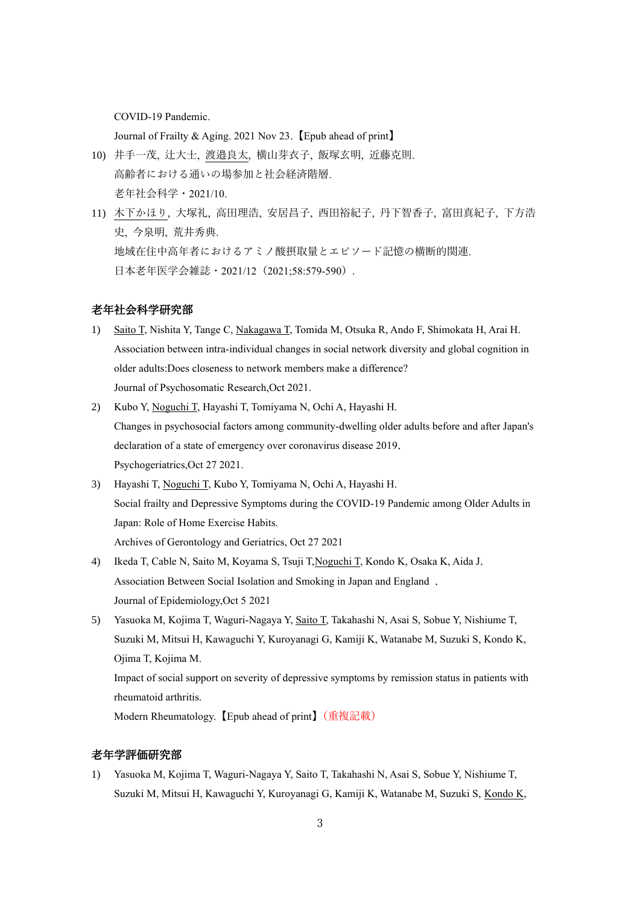COVID-19 Pandemic.

Journal of Frailty & Aging. 2021 Nov 23.【Epub ahead of print】

10) 井手一茂, 辻大士, <u>渡邉良太</u>, 横山芽衣子, 飯塚玄明, 近藤克則.
    高齢者における通いの場参加と社会経済階層.
    老年社会科学・2021/10.

11) <u>木下かほり</u>, 大塚礼, 高田理浩, 安居昌子, 西田裕紀子, 丹下智香子, 富田真紀子, 下方浩史, 今泉明, 荒井秀典.
    地域在住中高年者におけるアミノ酸摂取量とエピソード記憶の横断的関連.
    日本老年医学会雑誌・2021/12（2021;58:579-590）.

## 老年社会科学研究部

1) <u>Saito T</u>, Nishita Y, Tange C, <u>Nakagawa T</u>, Tomida M, Otsuka R, Ando F, Shimokata H, Arai H.
   Association between intra-individual changes in social network diversity and global cognition in older adults:Does closeness to network members make a difference?
   Journal of Psychosomatic Research,Oct 2021.

2) Kubo Y, <u>Noguchi T</u>, Hayashi T, Tomiyama N, Ochi A, Hayashi H.
   Changes in psychosocial factors among community-dwelling older adults before and after Japan's declaration of a state of emergency over coronavirus disease 2019.
   Psychogeriatrics,Oct 27 2021.

3) Hayashi T, <u>Noguchi T</u>, Kubo Y, Tomiyama N, Ochi A, Hayashi H.
   Social frailty and Depressive Symptoms during the COVID-19 Pandemic among Older Adults in Japan: Role of Home Exercise Habits.
   Archives of Gerontology and Geriatrics, Oct 27 2021

4) Ikeda T, Cable N, Saito M, Koyama S, Tsuji T,<u>Noguchi T</u>, Kondo K, Osaka K, Aida J.
   Association Between Social Isolation and Smoking in Japan and England .
   Journal of Epidemiology,Oct 5 2021

5) Yasuoka M, Kojima T, Waguri-Nagaya Y, <u>Saito T</u>, Takahashi N, Asai S, Sobue Y, Nishiume T, Suzuki M, Mitsui H, Kawaguchi Y, Kuroyanagi G, Kamiji K, Watanabe M, Suzuki S, Kondo K, Ojima T, Kojima M.
   Impact of social support on severity of depressive symptoms by remission status in patients with rheumatoid arthritis.
   Modern Rheumatology.【Epub ahead of print】（重複記載）

## 老年学評価研究部

1) Yasuoka M, Kojima T, Waguri-Nagaya Y, Saito T, Takahashi N, Asai S, Sobue Y, Nishiume T, Suzuki M, Mitsui H, Kawaguchi Y, Kuroyanagi G, Kamiji K, Watanabe M, Suzuki S, <u>Kondo K</u>,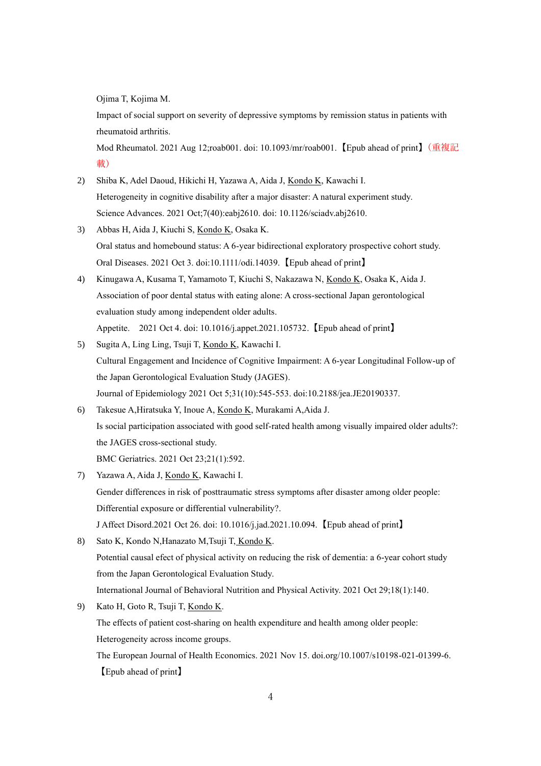Ojima T, Kojima M.

Impact of social support on severity of depressive symptoms by remission status in patients with rheumatoid arthritis.

Mod Rheumatol. 2021 Aug 12;roab001. doi: 10.1093/mr/roab001.【Epub ahead of print】（重複記載）

2) Shiba K, Adel Daoud, Hikichi H, Yazawa A, Aida J, <u>Kondo K</u>, Kawachi I.

   Heterogeneity in cognitive disability after a major disaster: A natural experiment study.

   Science Advances. 2021 Oct;7(40):eabj2610. doi: 10.1126/sciadv.abj2610.

3) Abbas H, Aida J, Kiuchi S, <u>Kondo K</u>, Osaka K.

   Oral status and homebound status: A 6-year bidirectional exploratory prospective cohort study.

   Oral Diseases. 2021 Oct 3. doi:10.1111/odi.14039.【Epub ahead of print】

4) Kinugawa A, Kusama T, Yamamoto T, Kiuchi S, Nakazawa N, <u>Kondo K</u>, Osaka K, Aida J.

   Association of poor dental status with eating alone: A cross-sectional Japan gerontological evaluation study among independent older adults.

   Appetite.　2021 Oct 4. doi: 10.1016/j.appet.2021.105732.【Epub ahead of print】

5) Sugita A, Ling Ling, Tsuji T, <u>Kondo K</u>, Kawachi I.

   Cultural Engagement and Incidence of Cognitive Impairment: A 6-year Longitudinal Follow-up of the Japan Gerontological Evaluation Study (JAGES).

   Journal of Epidemiology 2021 Oct 5;31(10):545-553. doi:10.2188/jea.JE20190337.

6) Takesue A,Hiratsuka Y, Inoue A, <u>Kondo K</u>, Murakami A,Aida J.

   Is social participation associated with good self-rated health among visually impaired older adults?: the JAGES cross-sectional study.

   BMC Geriatrics. 2021 Oct 23;21(1):592.

7) Yazawa A, Aida J, <u>Kondo K</u>, Kawachi I.

   Gender differences in risk of posttraumatic stress symptoms after disaster among older people: Differential exposure or differential vulnerability?.

   J Affect Disord.2021 Oct 26. doi: 10.1016/j.jad.2021.10.094.【Epub ahead of print】

8) Sato K, Kondo N,Hanazato M,Tsuji T, <u>Kondo K</u>.

   Potential causal efect of physical activity on reducing the risk of dementia: a 6-year cohort study from the Japan Gerontological Evaluation Study.

   International Journal of Behavioral Nutrition and Physical Activity. 2021 Oct 29;18(1):140.

9) Kato H, Goto R, Tsuji T, <u>Kondo K</u>.

   The effects of patient cost-sharing on health expenditure and health among older people: Heterogeneity across income groups.

   The European Journal of Health Economics. 2021 Nov 15. doi.org/10.1007/s10198-021-01399-6.【Epub ahead of print】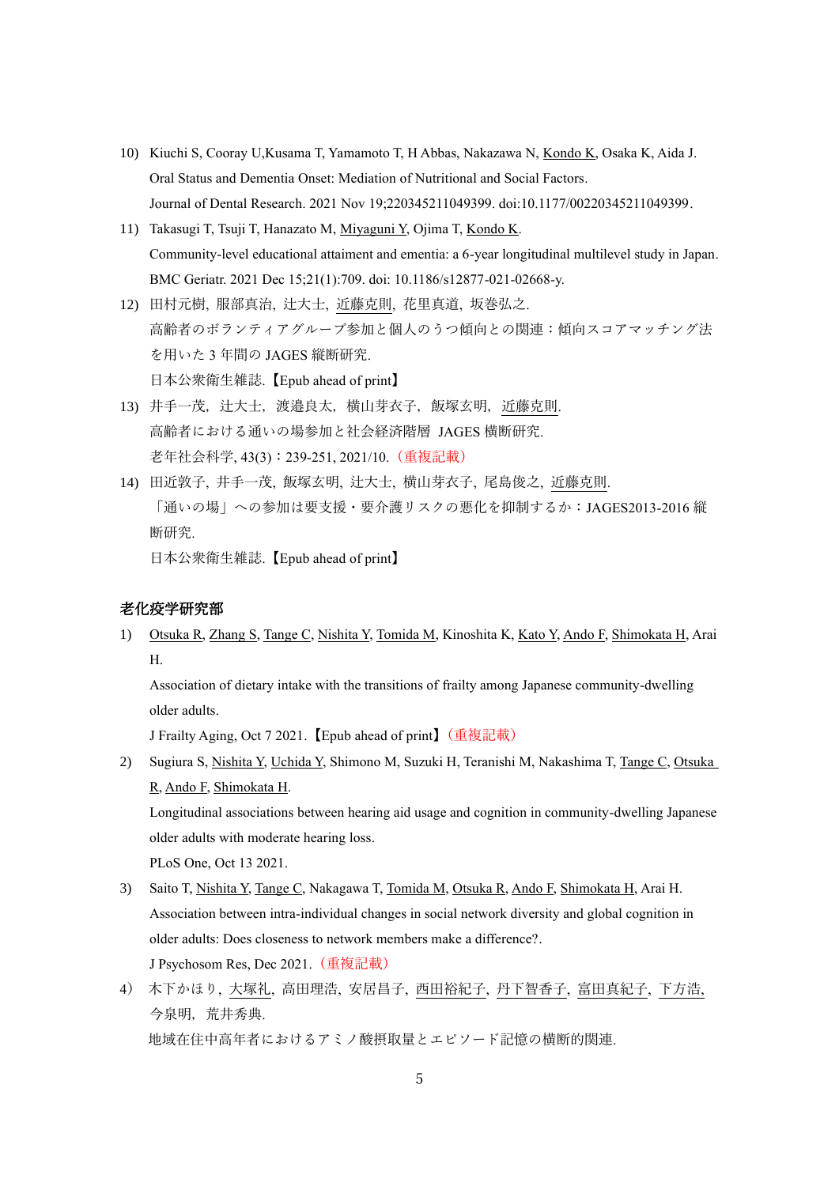10) Kiuchi S, Cooray U,Kusama T, Yamamoto T, H Abbas, Nakazawa N, Kondo K, Osaka K, Aida J.
    Oral Status and Dementia Onset: Mediation of Nutritional and Social Factors.
    Journal of Dental Research. 2021 Nov 19;220345211049399. doi:10.1177/00220345211049399.
11) Takasugi T, Tsuji T, Hanazato M, Miyaguni Y, Ojima T, Kondo K.
    Community-level educational attaiment and ementia: a 6-year longitudinal multilevel study in Japan.
    BMC Geriatr. 2021 Dec 15;21(1):709. doi: 10.1186/s12877-021-02668-y.
12) 田村元樹, 服部真治, 辻大士, 近藤克則, 花里真道, 坂巻弘之.
    高齢者のボランティアグループ参加と個人のうつ傾向との関連：傾向スコアマッチング法を用いた 3 年間の JAGES 縦断研究.
    日本公衆衛生雑誌.【Epub ahead of print】
13) 井手一茂, 辻大士, 渡邉良太, 横山芽衣子, 飯塚玄明, 近藤克則.
    高齢者における通いの場参加と社会経済階層 JAGES 横断研究.
    老年社会科学, 43(3)：239-251, 2021/10.（重複記載）
14) 田近敦子, 井手一茂, 飯塚玄明, 辻大士, 横山芽衣子, 尾島俊之, 近藤克則.
    「通いの場」への参加は要支援・要介護リスクの悪化を抑制するか：JAGES2013-2016 縦断研究.
    日本公衆衛生雑誌.【Epub ahead of print】

**老化疫学研究部**

1) Otsuka R, Zhang S, Tange C, Nishita Y, Tomida M, Kinoshita K, Kato Y, Ando F, Shimokata H, Arai H.
   Association of dietary intake with the transitions of frailty among Japanese community-dwelling older adults.
   J Frailty Aging, Oct 7 2021.【Epub ahead of print】（重複記載）
2) Sugiura S, Nishita Y, Uchida Y, Shimono M, Suzuki H, Teranishi M, Nakashima T, Tange C, Otsuka R, Ando F, Shimokata H.
   Longitudinal associations between hearing aid usage and cognition in community-dwelling Japanese older adults with moderate hearing loss.
   PLoS One, Oct 13 2021.
3) Saito T, Nishita Y, Tange C, Nakagawa T, Tomida M, Otsuka R, Ando F, Shimokata H, Arai H.
   Association between intra-individual changes in social network diversity and global cognition in older adults: Does closeness to network members make a difference?.
   J Psychosom Res, Dec 2021.（重複記載）
4) 木下かほり, 大塚礼, 高田理浩, 安居昌子, 西田裕紀子, 丹下智香子, 富田真紀子, 下方浩, 今泉明, 荒井秀典.
   地域在住中高年者におけるアミノ酸摂取量とエピソード記憶の横断的関連.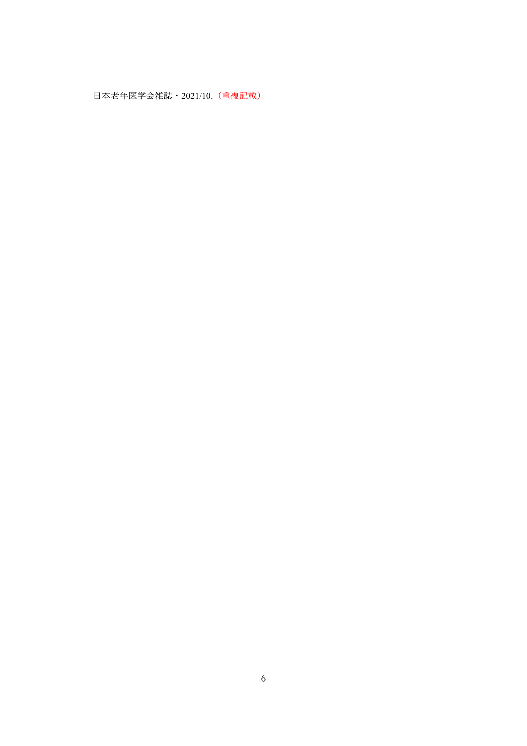日本老年医学会雑誌・2021/10.（重複記載）